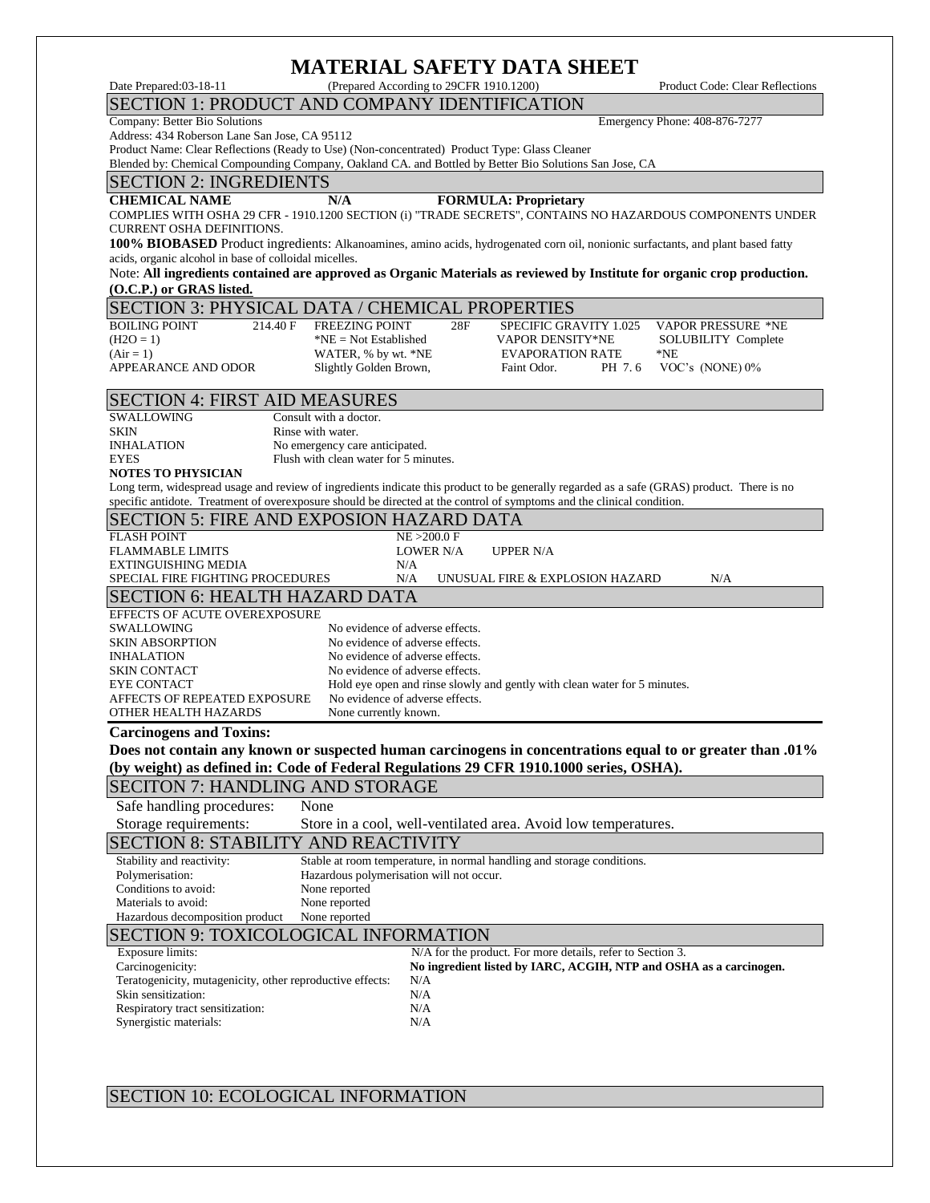# MATERIAL SAFETY DATA SHEET

Date Prepared:03-18-11 (Prepared According to 29CFR 1910.1200) Product Code: Clear Reflections

## SECTION 1: PRODUCT AND COMPANY IDENTIFICATION

Company: Better Bio Solutions Emergency Phone: 408-876-7277

Address: 434 Roberson Lane San Jose, CA 95112

Product Name: Clear Reflections (Ready to Use) (Non-concentrated) Product Type: Glass Cleaner

Blended by: Chemical Compounding Company, Oakland CA. and Bottled by Better Bio Solutions San Jose, CA

## SECTION 2: INGREDIENTS

**CHEMICAL NAME** **N/A** **FORMULA: Proprietary**

COMPLIES WITH OSHA 29 CFR - 1910.1200 SECTION (i) "TRADE SECRETS", CONTAINS NO HAZARDOUS COMPONENTS UNDER CURRENT OSHA DEFINITIONS.

**100% BIOBASED** Product ingredients: Alkanoamines, amino acids, hydrogenated corn oil, nonionic surfactants, and plant based fatty acids, organic alcohol in base of colloidal micelles.

Note: **All ingredients contained are approved as Organic Materials as reviewed by Institute for organic crop production. (O.C.P.) or GRAS listed.**

## SECTION 3: PHYSICAL DATA / CHEMICAL PROPERTIES

| | | | | | |
|---|---|---|---|---|---|
| BOILING POINT | 214.40 F | FREEZING POINT | 28F | SPECIFIC GRAVITY 1.025 | VAPOR PRESSURE *NE |
| (H2O = 1) | | *NE = Not Established | | VAPOR DENSITY*NE | SOLUBILITY Complete |
| (Air = 1) | | WATER, % by wt. *NE | | EVAPORATION RATE | *NE |
| APPEARANCE AND ODOR | | Slightly Golden Brown, | | Faint Odor. PH 7. 6 | VOC's (NONE) 0% |

## SECTION 4: FIRST AID MEASURES

| | |
|---|---|
| SWALLOWING | Consult with a doctor. |
| SKIN | Rinse with water. |
| INHALATION | No emergency care anticipated. |
| EYES | Flush with clean water for 5 minutes. |

**NOTES TO PHYSICIAN**

Long term, widespread usage and review of ingredients indicate this product to be generally regarded as a safe (GRAS) product. There is no specific antidote. Treatment of overexposure should be directed at the control of symptoms and the clinical condition.

## SECTION 5: FIRE AND EXPOSION HAZARD DATA

| | | | | |
|---|---|---|---|---|
| FLASH POINT | NE >200.0 F | | | |
| FLAMMABLE LIMITS | LOWER N/A | UPPER N/A | | |
| EXTINGUISHING MEDIA | N/A | | | |
| SPECIAL FIRE FIGHTING PROCEDURES | N/A | UNUSUAL FIRE & EXPLOSION HAZARD | | N/A |

## SECTION 6: HEALTH HAZARD DATA

| | |
|---|---|
| EFFECTS OF ACUTE OVEREXPOSURE | |
| SWALLOWING | No evidence of adverse effects. |
| SKIN ABSORPTION | No evidence of adverse effects. |
| INHALATION | No evidence of adverse effects. |
| SKIN CONTACT | No evidence of adverse effects. |
| EYE CONTACT | Hold eye open and rinse slowly and gently with clean water for 5 minutes. |
| AFFECTS OF REPEATED EXPOSURE | No evidence of adverse effects. |
| OTHER HEALTH HAZARDS | None currently known. |

**Carcinogens and Toxins:**

**Does not contain any known or suspected human carcinogens in concentrations equal to or greater than .01% (by weight) as defined in: Code of Federal Regulations 29 CFR 1910.1000 series, OSHA).**

## SECITON 7: HANDLING AND STORAGE

| | |
|---|---|
| Safe handling procedures: | None |
| Storage requirements: | Store in a cool, well-ventilated area. Avoid low temperatures. |

## SECTION 8: STABILITY AND REACTIVITY

| | |
|---|---|
| Stability and reactivity: | Stable at room temperature, in normal handling and storage conditions. |
| Polymerisation: | Hazardous polymerisation will not occur. |
| Conditions to avoid: | None reported |
| Materials to avoid: | None reported |
| Hazardous decomposition product | None reported |

## SECTION 9: TOXICOLOGICAL INFORMATION

| | |
|---|---|
| Exposure limits: | N/A for the product. For more details, refer to Section 3. |
| Carcinogenicity: | **No ingredient listed by IARC, ACGIH, NTP and OSHA as a carcinogen.** |
| Teratogenicity, mutagenicity, other reproductive effects: | N/A |
| Skin sensitization: | N/A |
| Respiratory tract sensitization: | N/A |
| Synergistic materials: | N/A |

## SECTION 10: ECOLOGICAL INFORMATION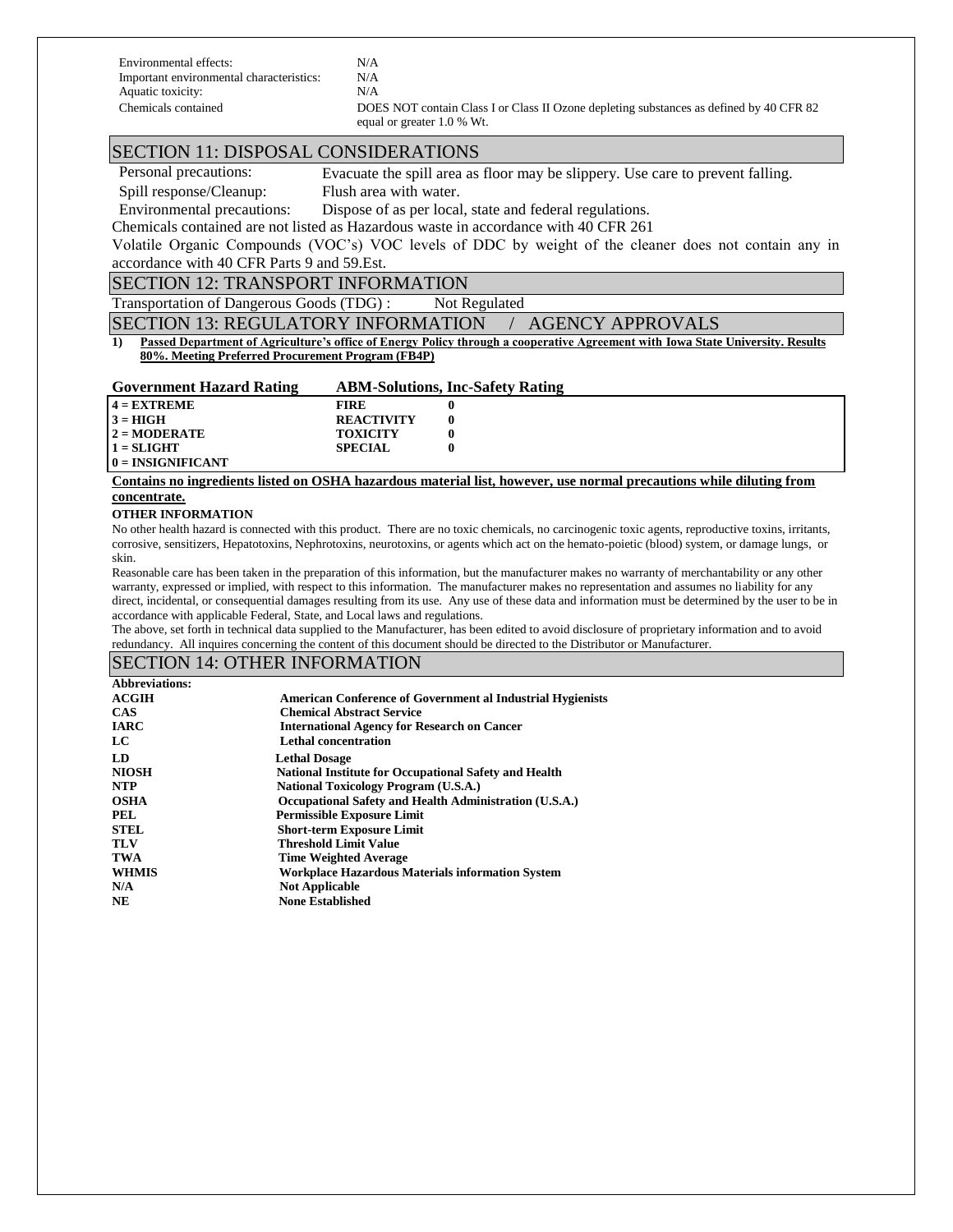| | |
|---|---|
| Environmental effects: | N/A |
| Important environmental characteristics: | N/A |
| Aquatic toxicity: | N/A |
| Chemicals contained | DOES NOT contain Class I or Class II Ozone depleting substances as defined by 40 CFR 82 equal or greater 1.0 % Wt. |

## SECTION 11: DISPOSAL CONSIDERATIONS

| | |
|---|---|
| Personal precautions: | Evacuate the spill area as floor may be slippery. Use care to prevent falling. |
| Spill response/Cleanup: | Flush area with water. |
| Environmental precautions: | Dispose of as per local, state and federal regulations. |

Chemicals contained are not listed as Hazardous waste in accordance with 40 CFR 261

Volatile Organic Compounds (VOC's) VOC levels of DDC by weight of the cleaner does not contain any in accordance with 40 CFR Parts 9 and 59.Est.

## SECTION 12: TRANSPORT INFORMATION

Transportation of Dangerous Goods (TDG) : Not Regulated

## SECTION 13: REGULATORY INFORMATION / AGENCY APPROVALS

1) **Passed Department of Agriculture's office of Energy Policy through a cooperative Agreement with Iowa State University. Results 80%. Meeting Preferred Procurement Program (FB4P)**

| Government Hazard Rating | ABM-Solutions, Inc-Safety Rating | |
|---|---|---|
| **4 = EXTREME** | **FIRE** | **0** |
| **3 = HIGH** | **REACTIVITY** | **0** |
| **2 = MODERATE** | **TOXICITY** | **0** |
| **1 = SLIGHT** | **SPECIAL** | **0** |
| **0 = INSIGNIFICANT** | | |

**Contains no ingredients listed on OSHA hazardous material list, however, use normal precautions while diluting from concentrate.**

**OTHER INFORMATION**

No other health hazard is connected with this product. There are no toxic chemicals, no carcinogenic toxic agents, reproductive toxins, irritants, corrosive, sensitizers, Hepatotoxins, Nephrotoxins, neurotoxins, or agents which act on the hemato-poietic (blood) system, or damage lungs, or skin.

Reasonable care has been taken in the preparation of this information, but the manufacturer makes no warranty of merchantability or any other warranty, expressed or implied, with respect to this information. The manufacturer makes no representation and assumes no liability for any direct, incidental, or consequential damages resulting from its use. Any use of these data and information must be determined by the user to be in accordance with applicable Federal, State, and Local laws and regulations.

The above, set forth in technical data supplied to the Manufacturer, has been edited to avoid disclosure of proprietary information and to avoid redundancy. All inquires concerning the content of this document should be directed to the Distributor or Manufacturer.

## SECTION 14: OTHER INFORMATION

**Abbreviations:**

| | |
|---|---|
| **ACGIH** | **American Conference of Government al Industrial Hygienists** |
| **CAS** | **Chemical Abstract Service** |
| **IARC** | **International Agency for Research on Cancer** |
| **LC** | **Lethal concentration** |
| **LD** | **Lethal Dosage** |
| **NIOSH** | **National Institute for Occupational Safety and Health** |
| **NTP** | **National Toxicology Program (U.S.A.)** |
| **OSHA** | **Occupational Safety and Health Administration (U.S.A.)** |
| **PEL** | **Permissible Exposure Limit** |
| **STEL** | **Short-term Exposure Limit** |
| **TLV** | **Threshold Limit Value** |
| **TWA** | **Time Weighted Average** |
| **WHMIS** | **Workplace Hazardous Materials information System** |
| **N/A** | **Not Applicable** |
| **NE** | **None Established** |